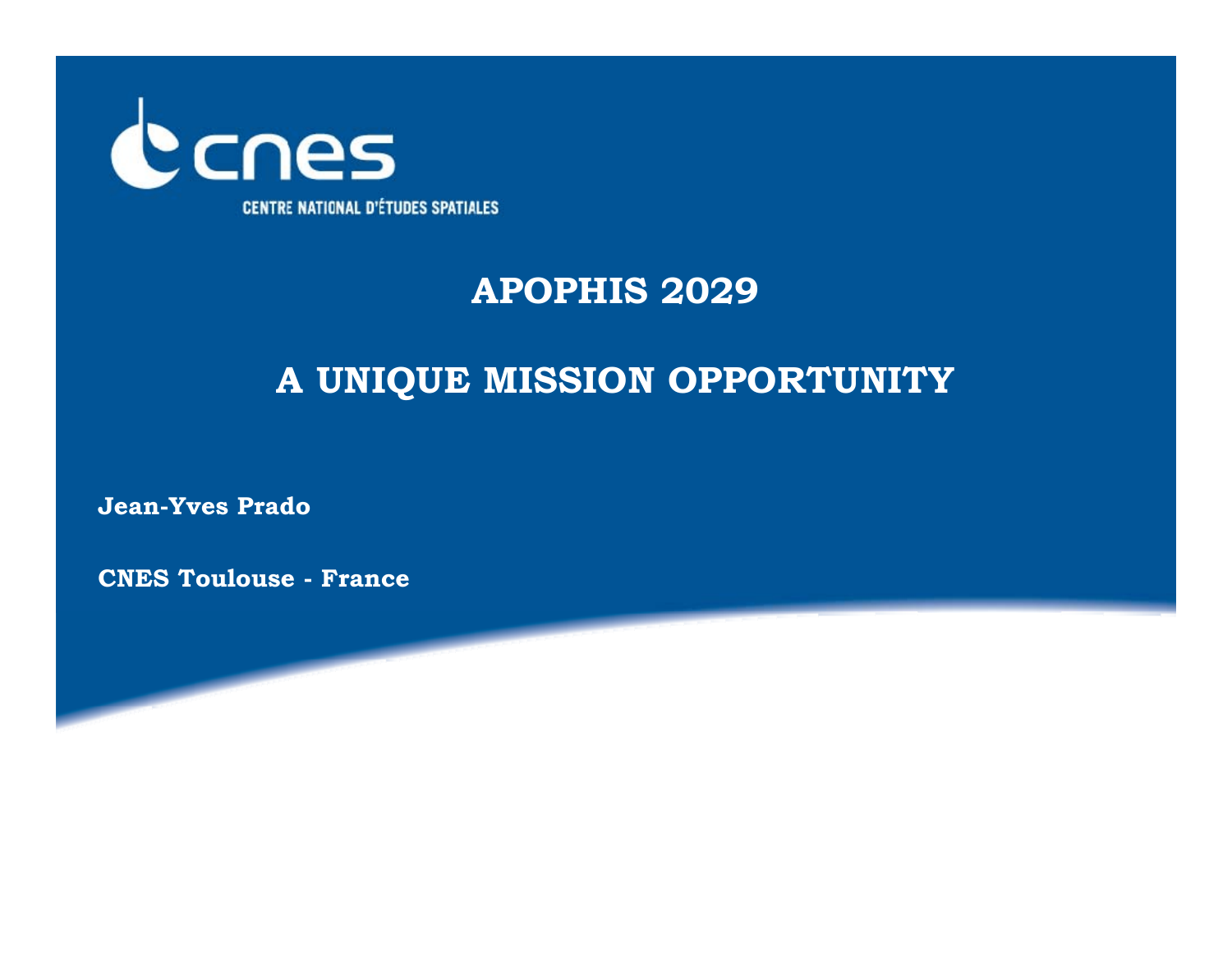cnes

CENTRE NATIONAL D'ÉTUDES SPATIALES

# APOPHIS 2029

# A UNIQUE MISSION OPPORTUNITY

**Jean-Yves Prado**

**CNES Toulouse - France**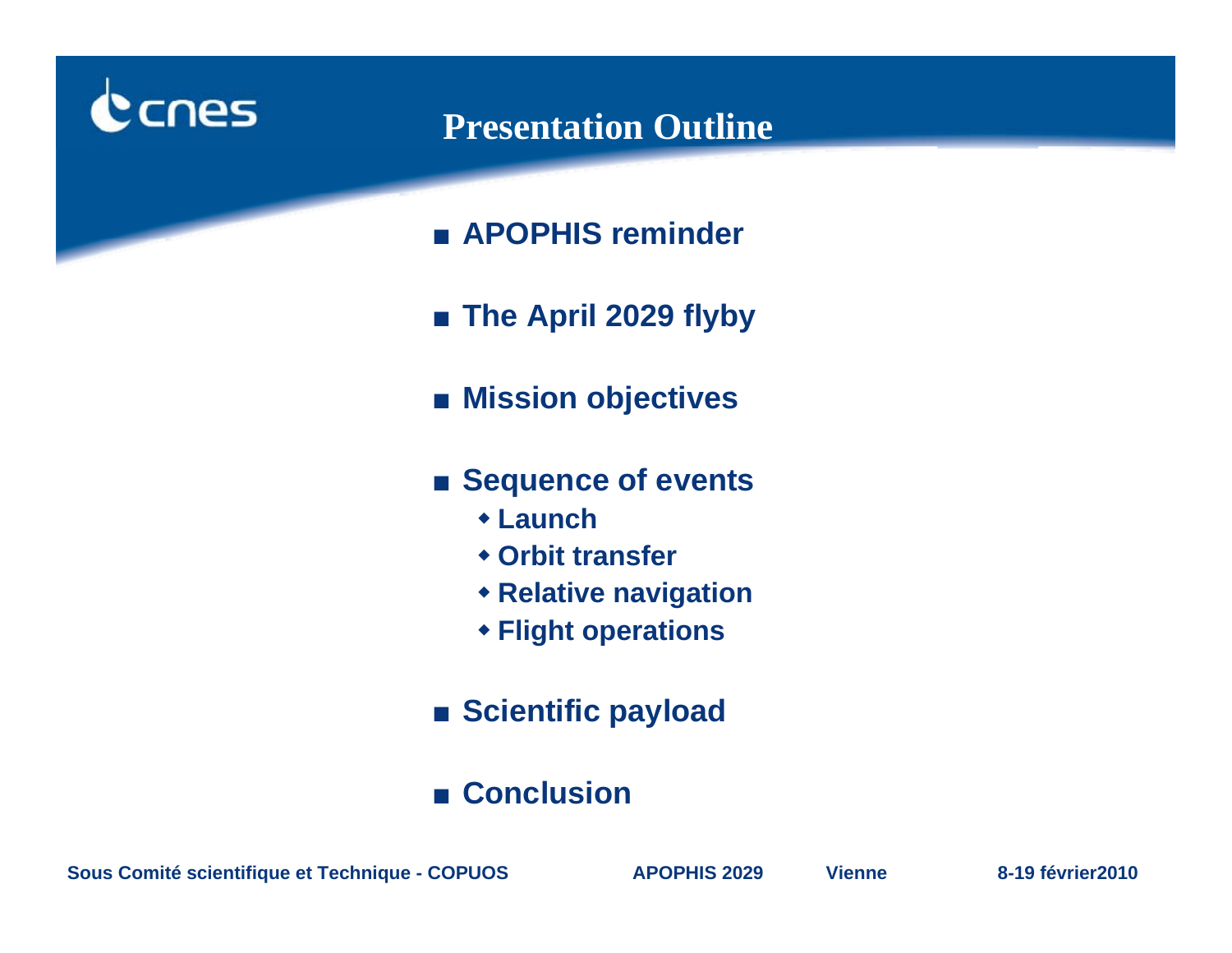# Presentation Outline

- APOPHIS reminder
- The April 2029 flyby
- Mission objectives
- Sequence of events
  - Launch
  - Orbit transfer
  - Relative navigation
  - Flight operations
- Scientific payload
- Conclusion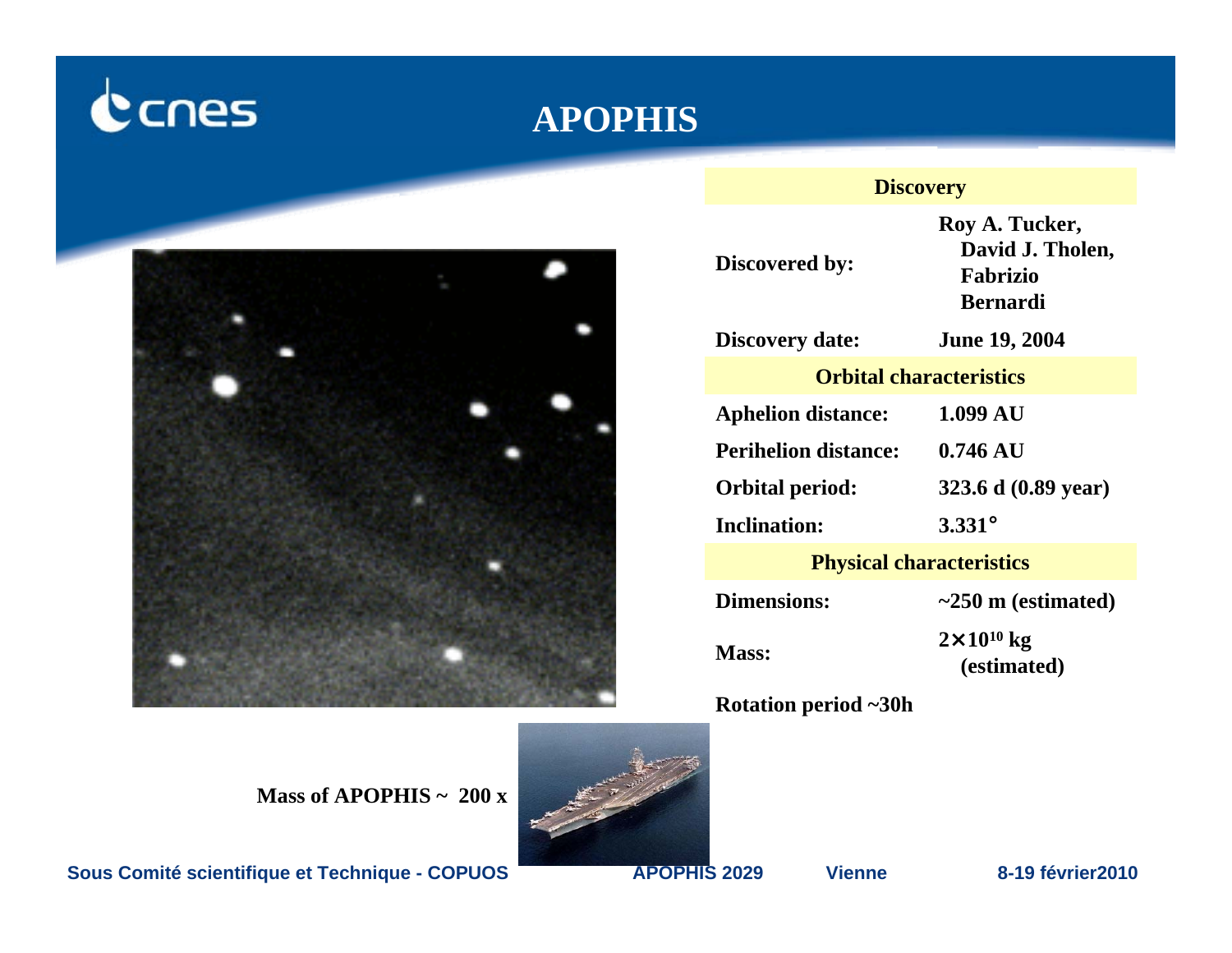# APOPHIS

| Discovery | |
|---|---|
| Discovered by: | Roy A. Tucker, David J. Tholen, Fabrizio Bernardi |
| Discovery date: | June 19, 2004 |
| **Orbital characteristics** | |
| Aphelion distance: | 1.099 AU |
| Perihelion distance: | 0.746 AU |
| Orbital period: | 323.6 d (0.89 year) |
| Inclination: | 3.331° |
| **Physical characteristics** | |
| Dimensions: | ~250 m (estimated) |
| Mass: | $2\times10^{10}$ kg (estimated) |
| Rotation period ~30h | |

**Mass of APOPHIS ~ 200 x**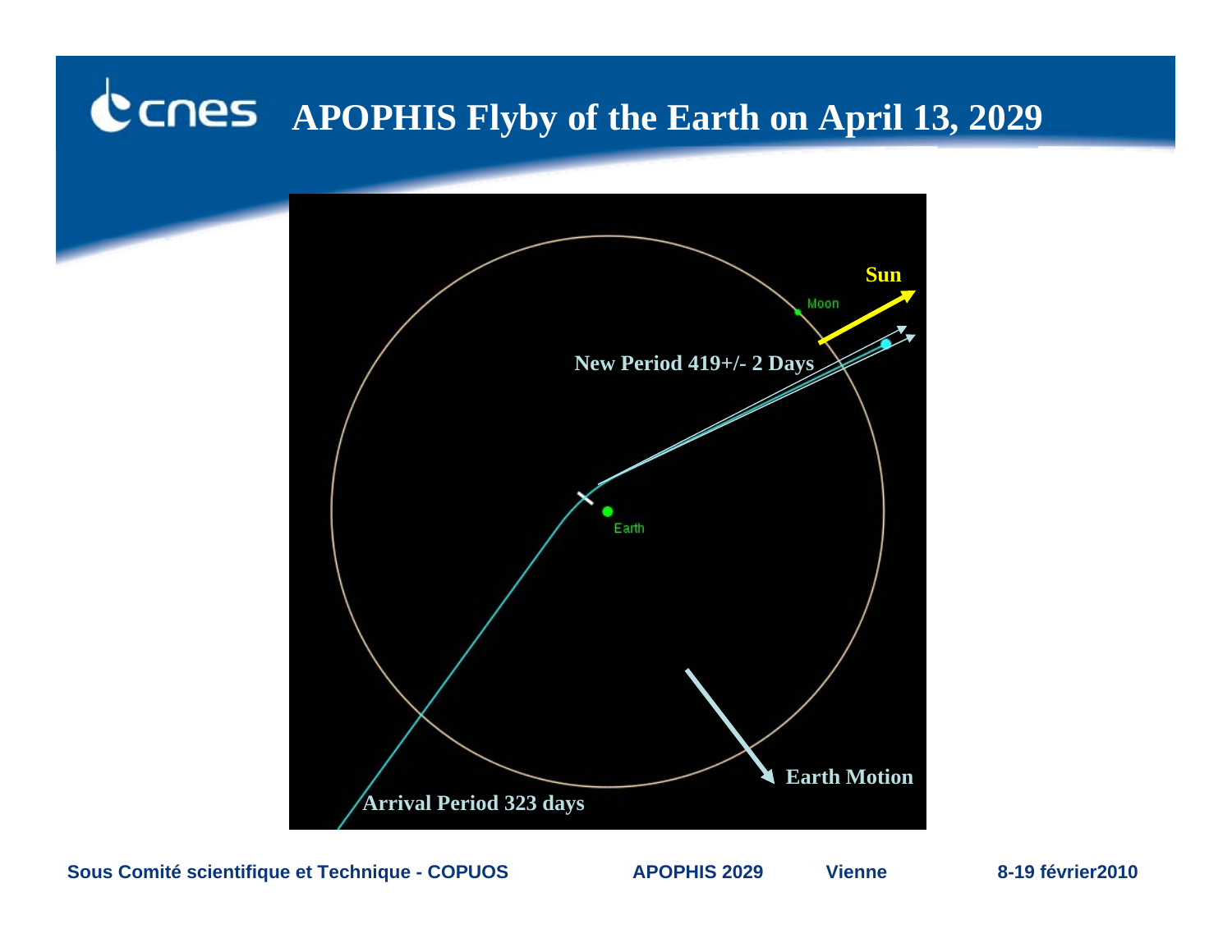# APOPHIS Flyby of the Earth on April 13, 2029

Sun

Moon

New Period 419+/- 2 Days

Earth

Earth Motion

Arrival Period 323 days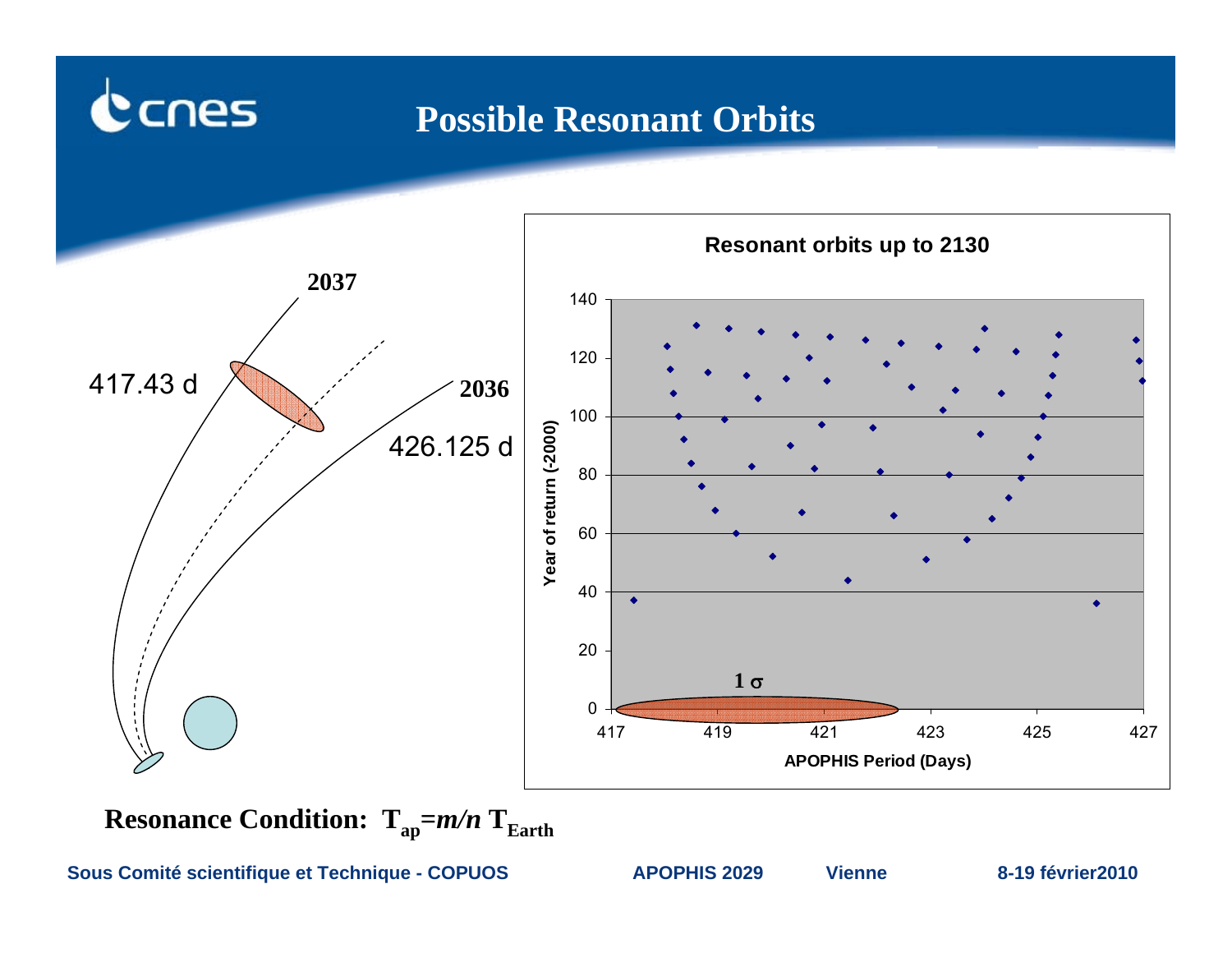# Possible Resonant Orbits

2037

417.43 d

2036

426.125 d

**Resonant orbits up to 2130**

Year of return (-2000)

APOPHIS Period (Days)

1 σ

**Resonance Condition:** $T_{ap} = m/n \, T_{Earth}$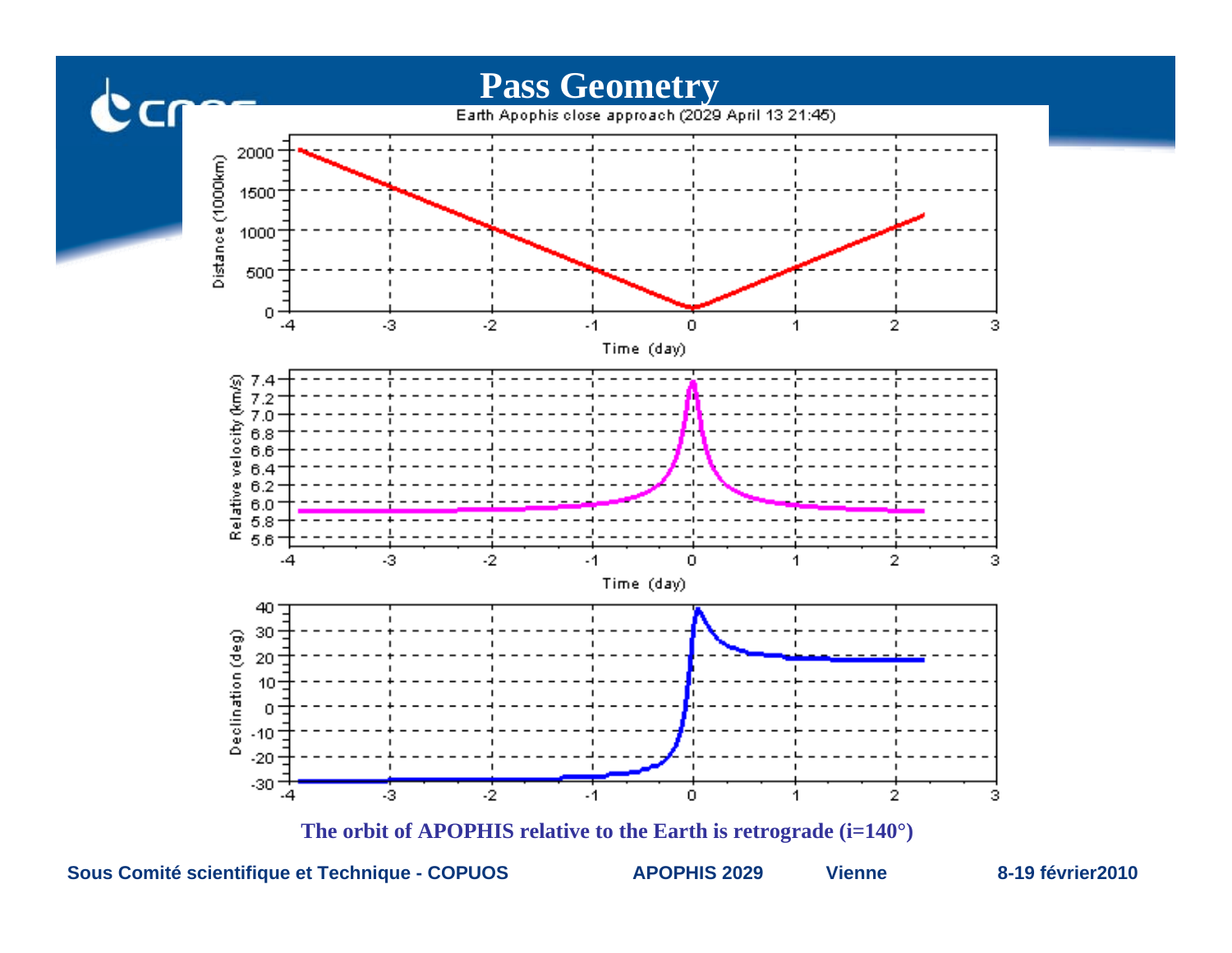# Pass Geometry

Earth Apophis close approach (2029 April 13 21:45)

**The orbit of APOPHIS relative to the Earth is retrograde (i=140°)**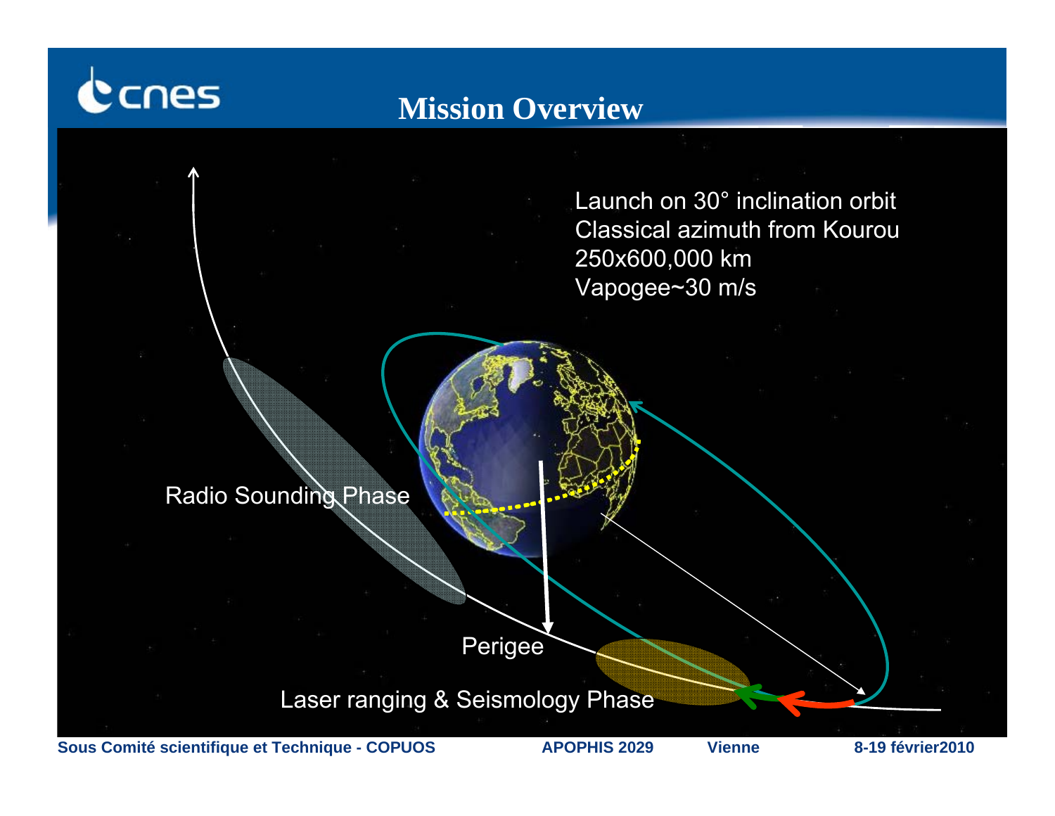# Mission Overview

Launch on 30° inclination orbit
Classical azimuth from Kourou
250x600,000 km
Vapogee~30 m/s

Radio Sounding Phase

Perigee

Laser ranging & Seismology Phase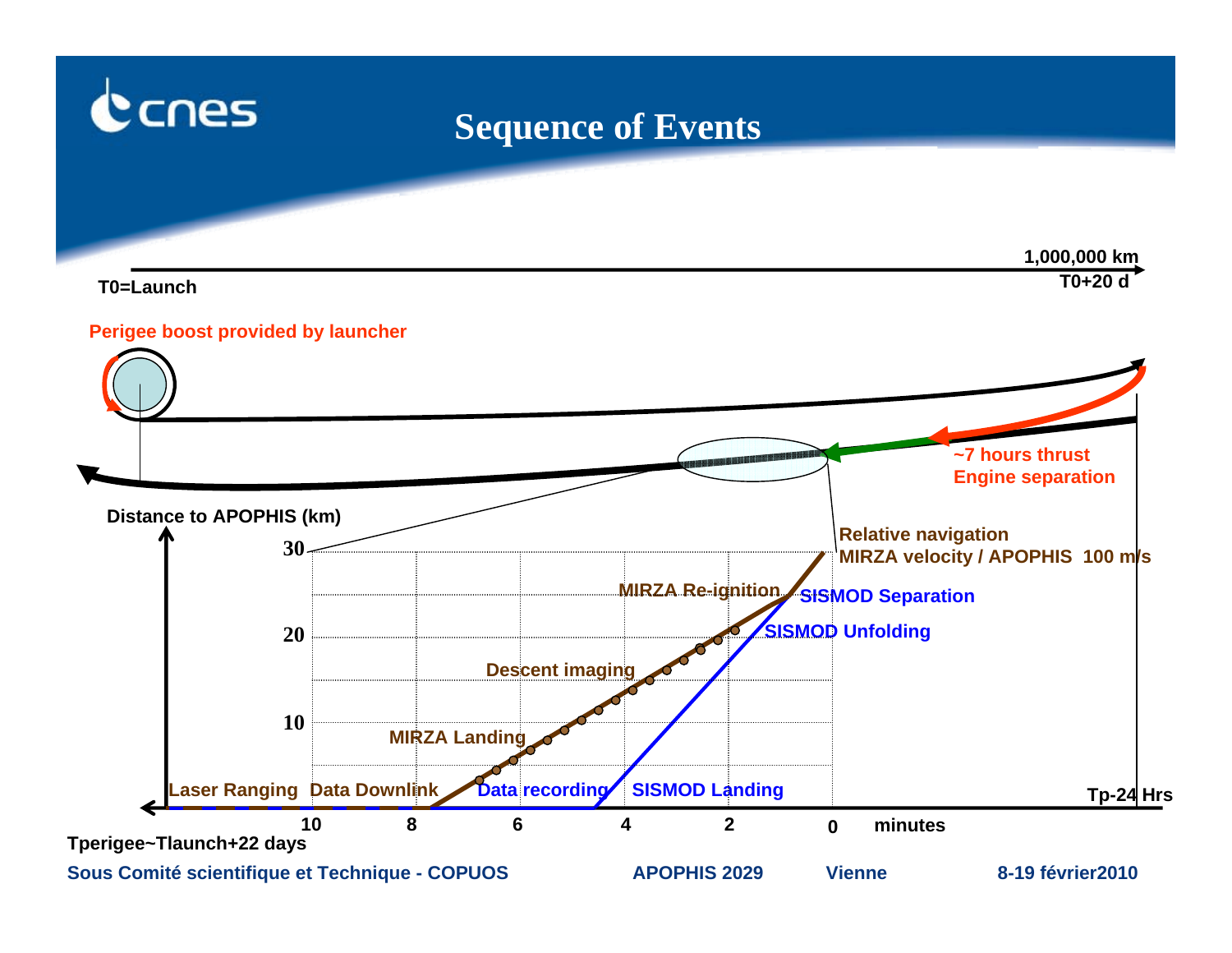# Sequence of Events

T0=Launch

1,000,000 km

T0+20 d

Perigee boost provided by launcher

~7 hours thrust
Engine separation

Distance to APOPHIS (km)

Relative navigation
MIRZA velocity / APOPHIS 100 m/s

MIRZA Re-ignition

SISMOD Separation

SISMOD Unfolding

Descent imaging

MIRZA Landing

Laser Ranging

Data Downlink

Data recording

SISMOD Landing

Tp-24 Hrs

30

20

10

10 8 6 4 2 0 minutes

Tperigee~Tlaunch+22 days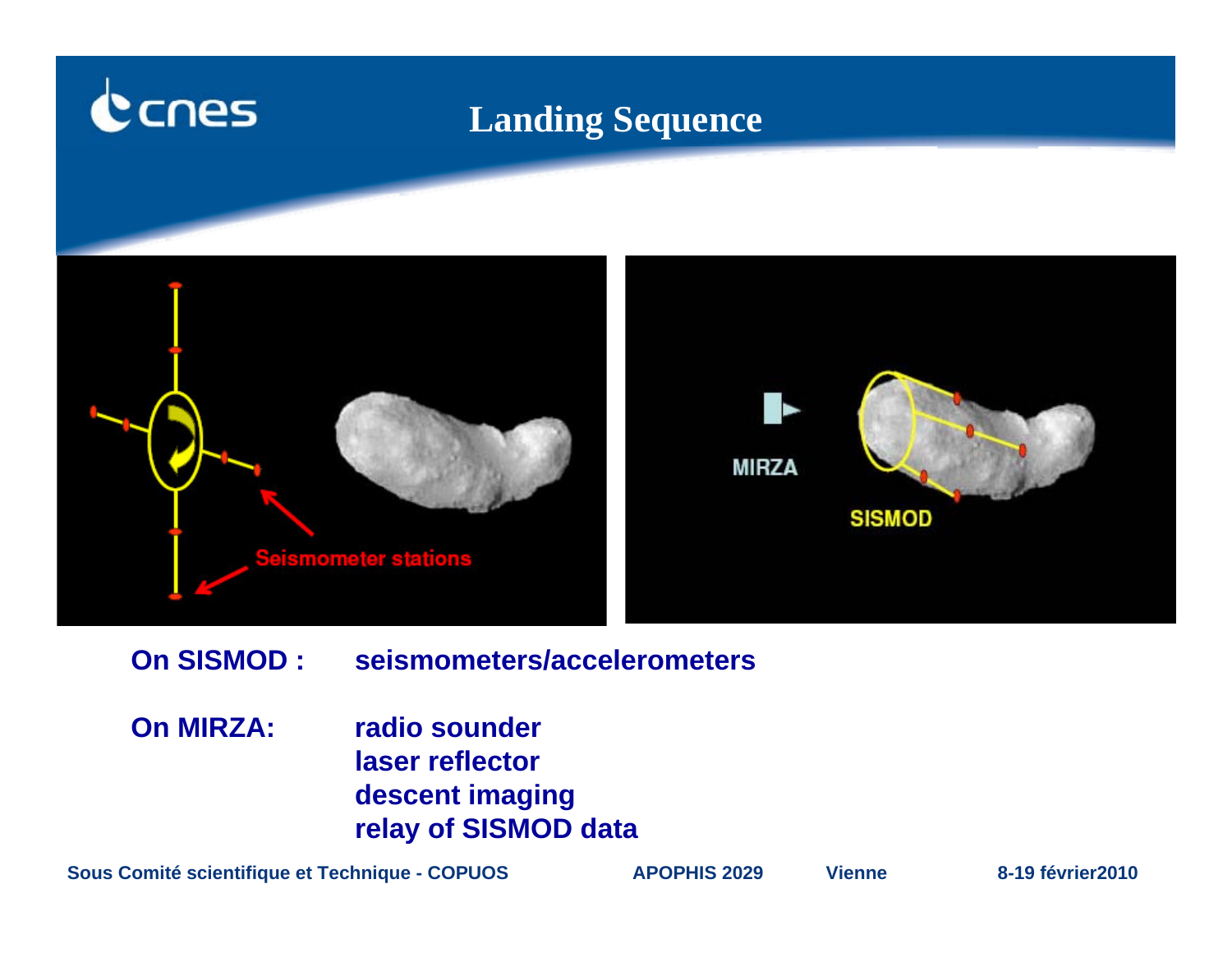# Landing Sequence

**On SISMOD :** seismometers/accelerometers

**On MIRZA:** radio sounder
laser reflector
descent imaging
relay of SISMOD data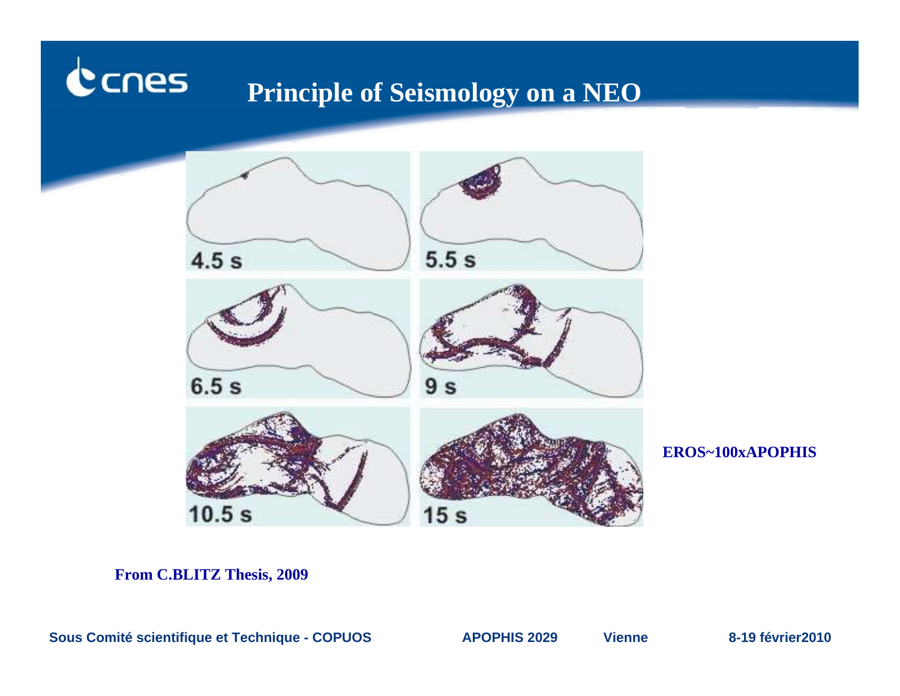# Principle of Seismology on a NEO

4.5 s

5.5 s

6.5 s

9 s

10.5 s

15 s

**EROS~100xAPOPHIS**

**From C.BLITZ Thesis, 2009**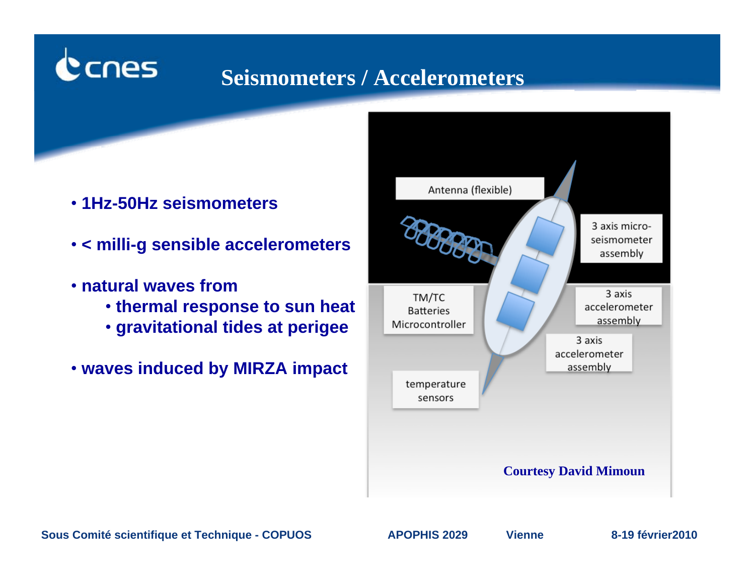# Seismometers / Accelerometers

- **1Hz-50Hz seismometers**
- **< milli-g sensible accelerometers**
- **natural waves from**
  - **thermal response to sun heat**
  - **gravitational tides at perigee**
- **waves induced by MIRZA impact**

Antenna (flexible)

3 axis micro-seismometer assembly

TM/TC Batteries Microcontroller

3 axis accelerometer assembly

3 axis accelerometer assembly

temperature sensors

**Courtesy David Mimoun**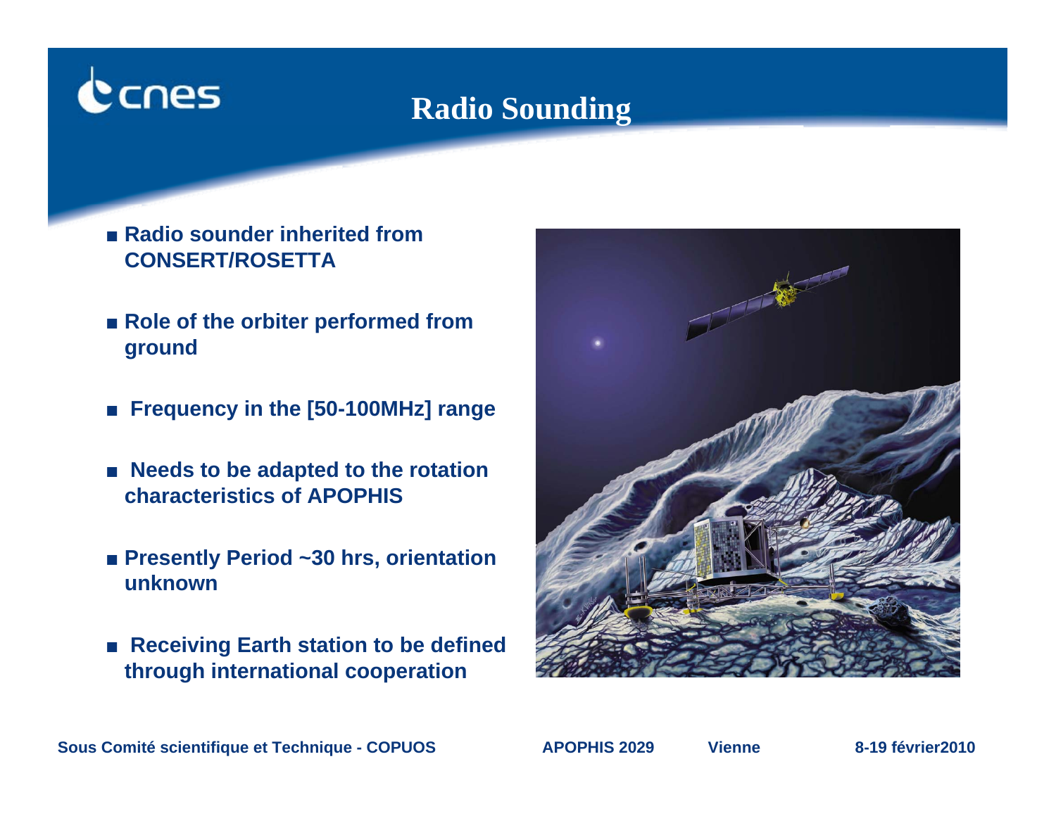# Radio Sounding

- Radio sounder inherited from CONSERT/ROSETTA
- Role of the orbiter performed from ground
- Frequency in the [50-100MHz] range
- Needs to be adapted to the rotation characteristics of APOPHIS
- Presently Period ~30 hrs, orientation unknown
- Receiving Earth station to be defined through international cooperation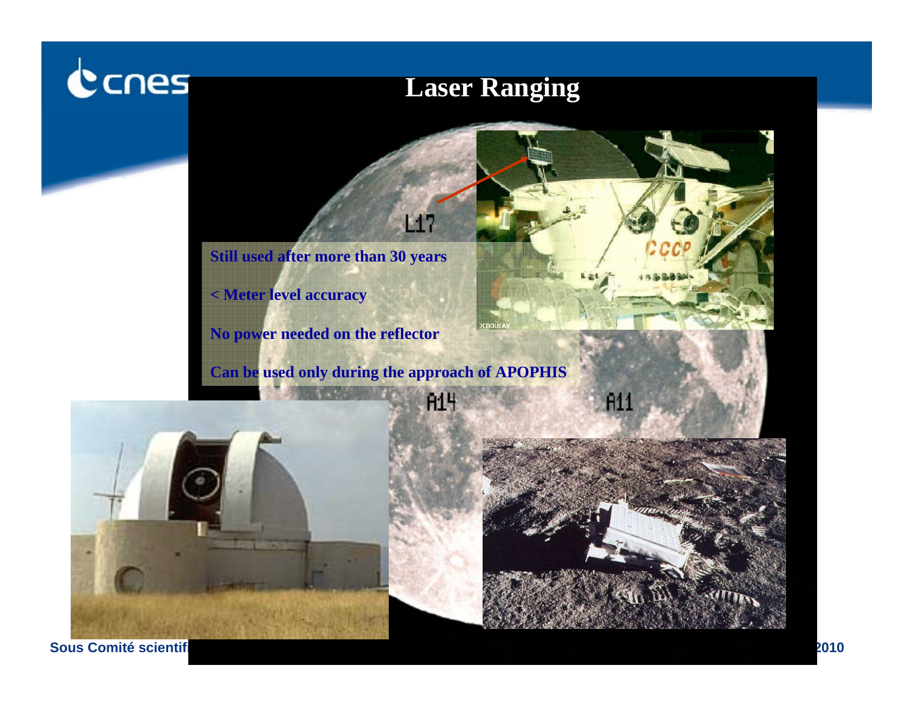# Laser Ranging

L17

- Still used after more than 30 years
- < Meter level accuracy
- No power needed on the reflector
- Can be used only during the approach of APOPHIS

A14

A11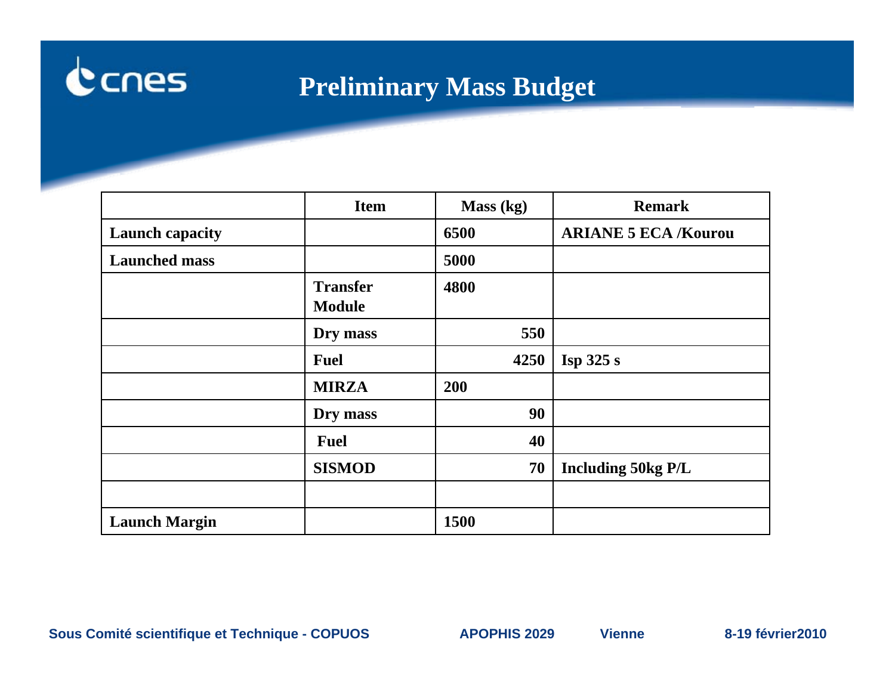# Preliminary Mass Budget

| | Item | Mass (kg) | Remark |
|---|---|---|---|
| **Launch capacity** | | **6500** | **ARIANE 5 ECA /Kourou** |
| **Launched mass** | | **5000** | |
| | **Transfer Module** | **4800** | |
| | **Dry mass** | **550** | |
| | **Fuel** | **4250** | **Isp 325 s** |
| | **MIRZA** | **200** | |
| | **Dry mass** | **90** | |
| | **Fuel** | **40** | |
| | **SISMOD** | **70** | **Including 50kg P/L** |
| | | | |
| **Launch Margin** | | **1500** | |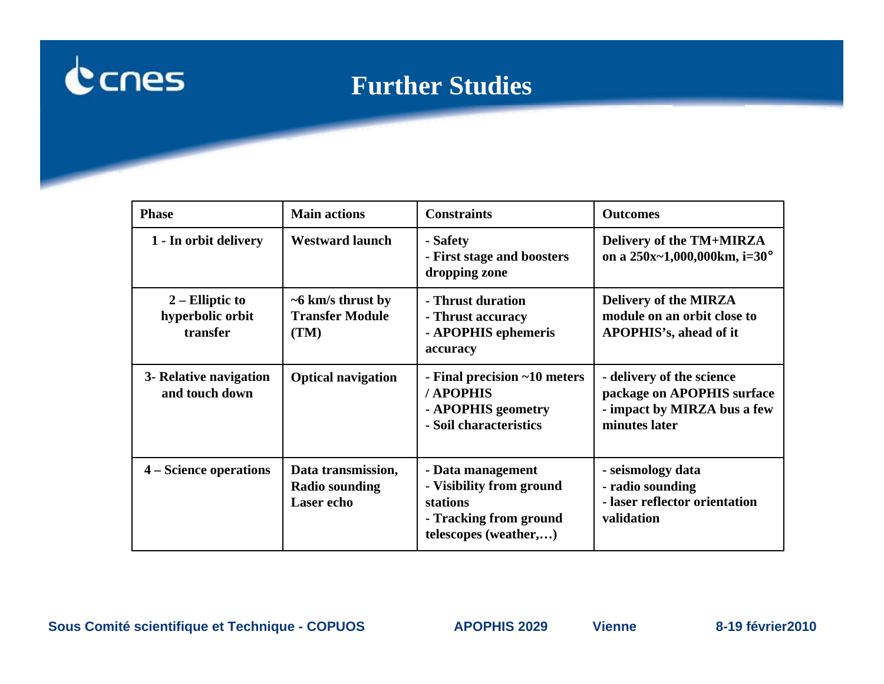# Further Studies

| Phase | Main actions | Constraints | Outcomes |
|---|---|---|---|
| 1 - In orbit delivery | Westward launch | - Safety<br>- First stage and boosters dropping zone | Delivery of the TM+MIRZA on a 250x~1,000,000km, i=30° |
| 2 – Elliptic to hyperbolic orbit transfer | ~6 km/s thrust by Transfer Module (TM) | - Thrust duration<br>- Thrust accuracy<br>- APOPHIS ephemeris accuracy | Delivery of the MIRZA module on an orbit close to APOPHIS's, ahead of it |
| 3- Relative navigation and touch down | Optical navigation | - Final precision ~10 meters / APOPHIS<br>- APOPHIS geometry<br>- Soil characteristics | - delivery of the science package on APOPHIS surface<br>- impact by MIRZA bus a few minutes later |
| 4 – Science operations | Data transmission, Radio sounding Laser echo | - Data management<br>- Visibility from ground stations<br>- Tracking from ground telescopes (weather,…) | - seismology data<br>- radio sounding<br>- laser reflector orientation validation |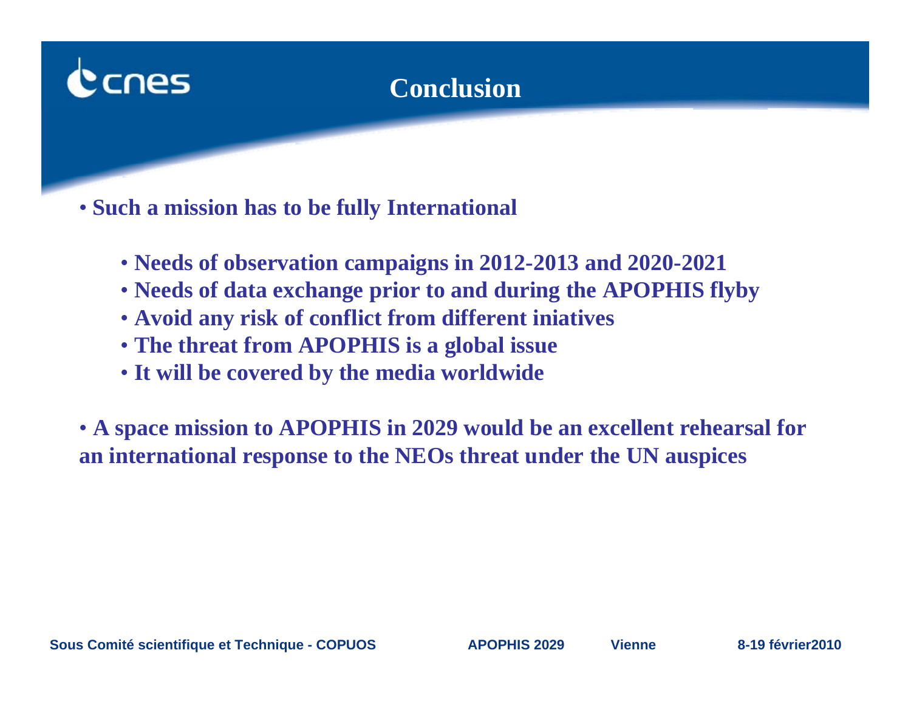# Conclusion

- **Such a mission has to be fully International**
  - **Needs of observation campaigns in 2012-2013 and 2020-2021**
  - **Needs of data exchange prior to and during the APOPHIS flyby**
  - **Avoid any risk of conflict from different iniatives**
  - **The threat from APOPHIS is a global issue**
  - **It will be covered by the media worldwide**

- **A space mission to APOPHIS in 2029 would be an excellent rehearsal for an international response to the NEOs threat under the UN auspices**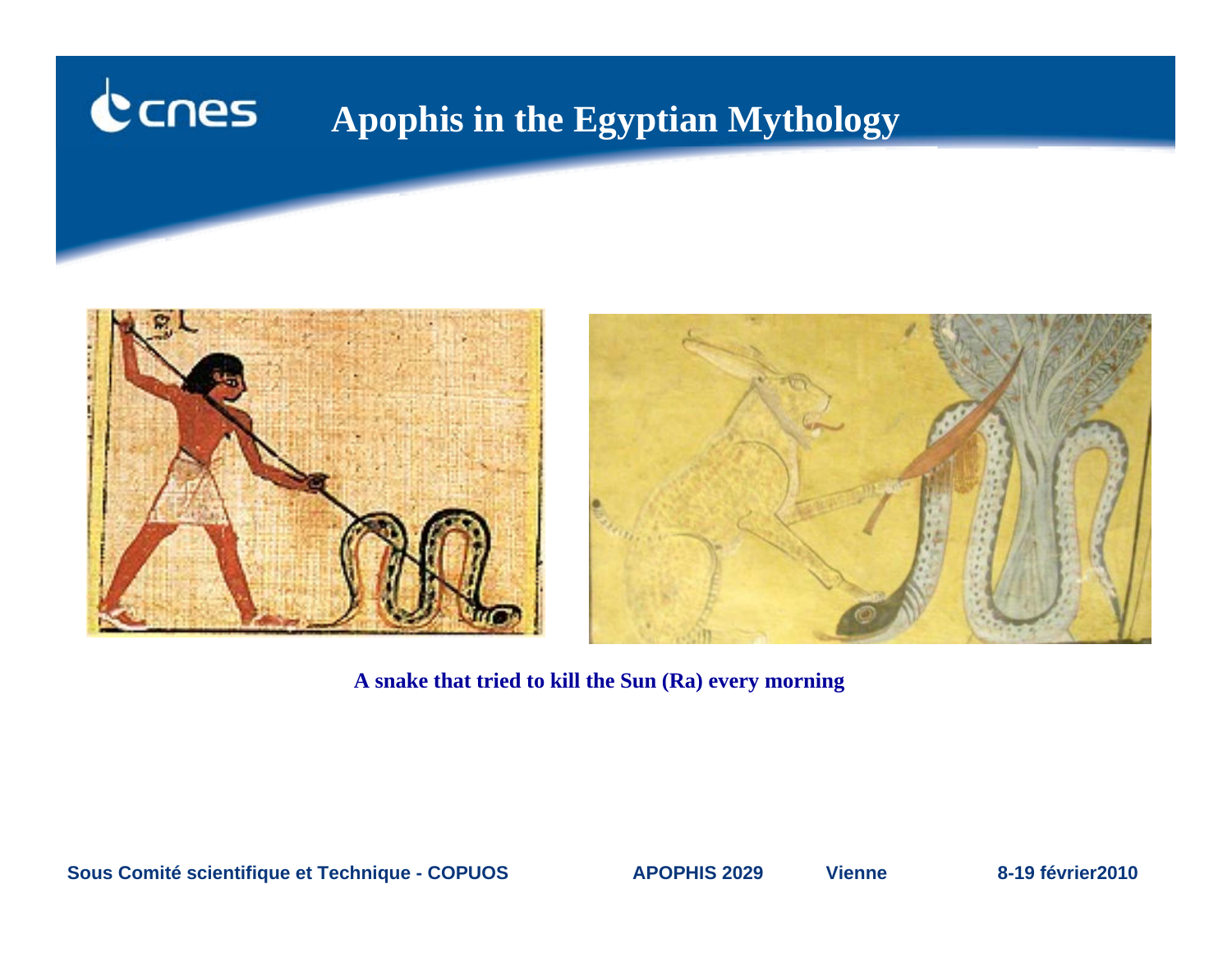# Apophis in the Egyptian Mythology

A snake that tried to kill the Sun (Ra) every morning